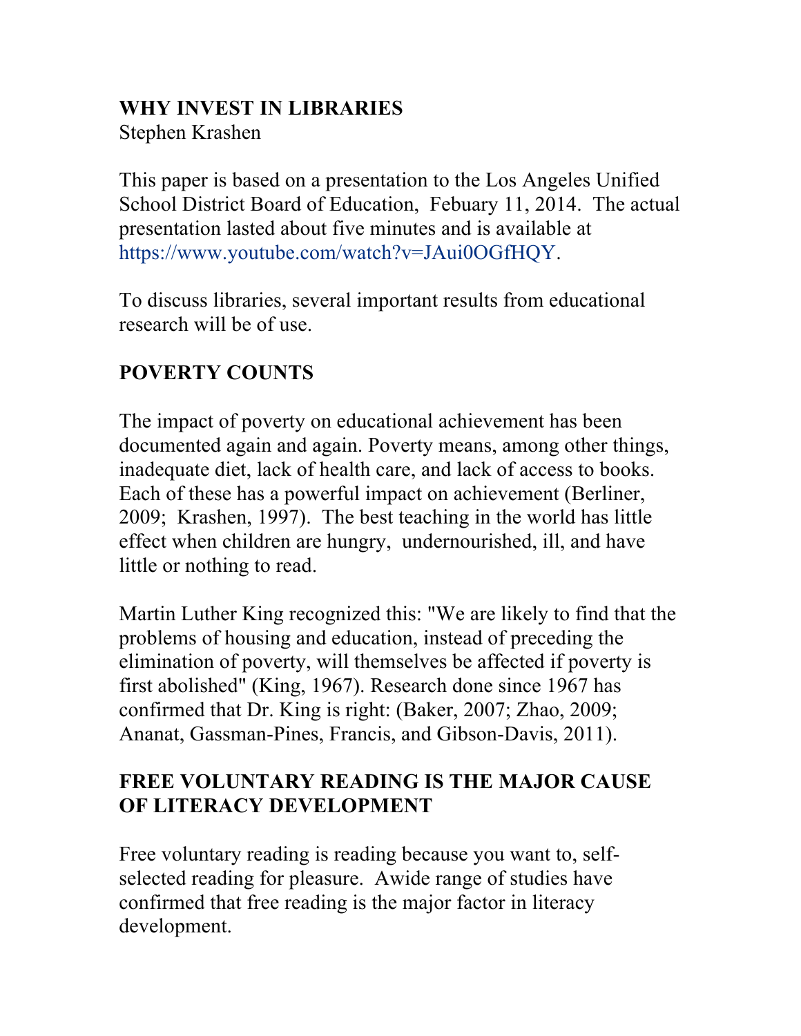# WHY INVEST IN LIBRARIES

Stephen Krashen

This paper is based on a presentation to the Los Angeles Unified School District Board of Education, Febuary 11, 2014. The actual presentation lasted about five minutes and is available at https://www.youtube.com/watch?v=JAui0OGfHQY.

To discuss libraries, several important results from educational research will be of use.

## POVERTY COUNTS

The impact of poverty on educational achievement has been documented again and again. Poverty means, among other things, inadequate diet, lack of health care, and lack of access to books. Each of these has a powerful impact on achievement (Berliner, 2009; Krashen, 1997). The best teaching in the world has little effect when children are hungry, undernourished, ill, and have little or nothing to read.

Martin Luther King recognized this: "We are likely to find that the problems of housing and education, instead of preceding the elimination of poverty, will themselves be affected if poverty is first abolished" (King, 1967). Research done since 1967 has confirmed that Dr. King is right: (Baker, 2007; Zhao, 2009; Ananat, Gassman-Pines, Francis, and Gibson-Davis, 2011).

## FREE VOLUNTARY READING IS THE MAJOR CAUSE OF LITERACY DEVELOPMENT

Free voluntary reading is reading because you want to, self-selected reading for pleasure. Awide range of studies have confirmed that free reading is the major factor in literacy development.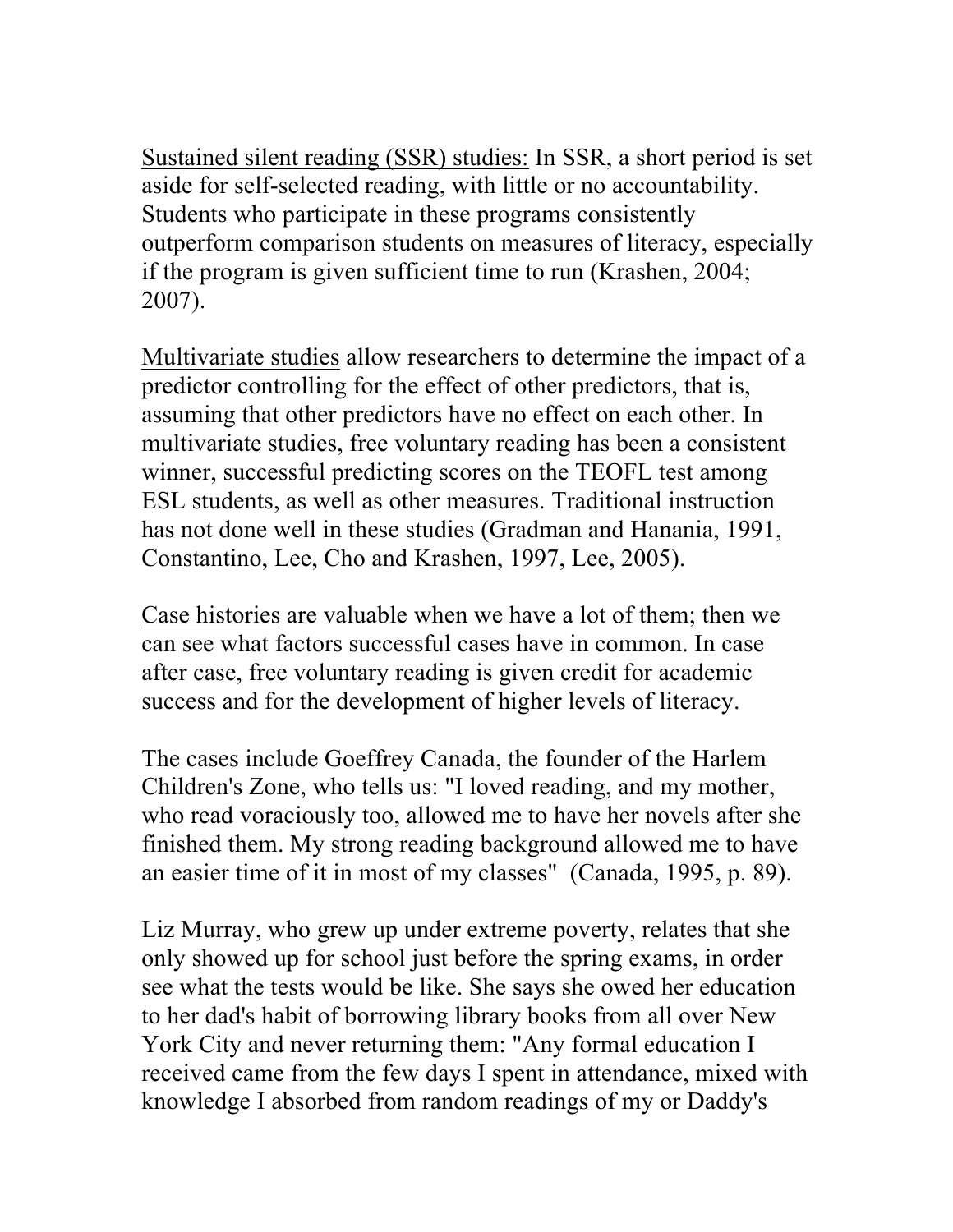<u>Sustained silent reading (SSR) studies:</u> In SSR, a short period is set aside for self-selected reading, with little or no accountability. Students who participate in these programs consistently outperform comparison students on measures of literacy, especially if the program is given sufficient time to run (Krashen, 2004; 2007).

<u>Multivariate studies</u> allow researchers to determine the impact of a predictor controlling for the effect of other predictors, that is, assuming that other predictors have no effect on each other. In multivariate studies, free voluntary reading has been a consistent winner, successful predicting scores on the TEOFL test among ESL students, as well as other measures. Traditional instruction has not done well in these studies (Gradman and Hanania, 1991, Constantino, Lee, Cho and Krashen, 1997, Lee, 2005).

<u>Case histories</u> are valuable when we have a lot of them; then we can see what factors successful cases have in common. In case after case, free voluntary reading is given credit for academic success and for the development of higher levels of literacy.

The cases include Goeffrey Canada, the founder of the Harlem Children's Zone, who tells us: "I loved reading, and my mother, who read voraciously too, allowed me to have her novels after she finished them. My strong reading background allowed me to have an easier time of it in most of my classes" (Canada, 1995, p. 89).

Liz Murray, who grew up under extreme poverty, relates that she only showed up for school just before the spring exams, in order see what the tests would be like. She says she owed her education to her dad's habit of borrowing library books from all over New York City and never returning them: "Any formal education I received came from the few days I spent in attendance, mixed with knowledge I absorbed from random readings of my or Daddy's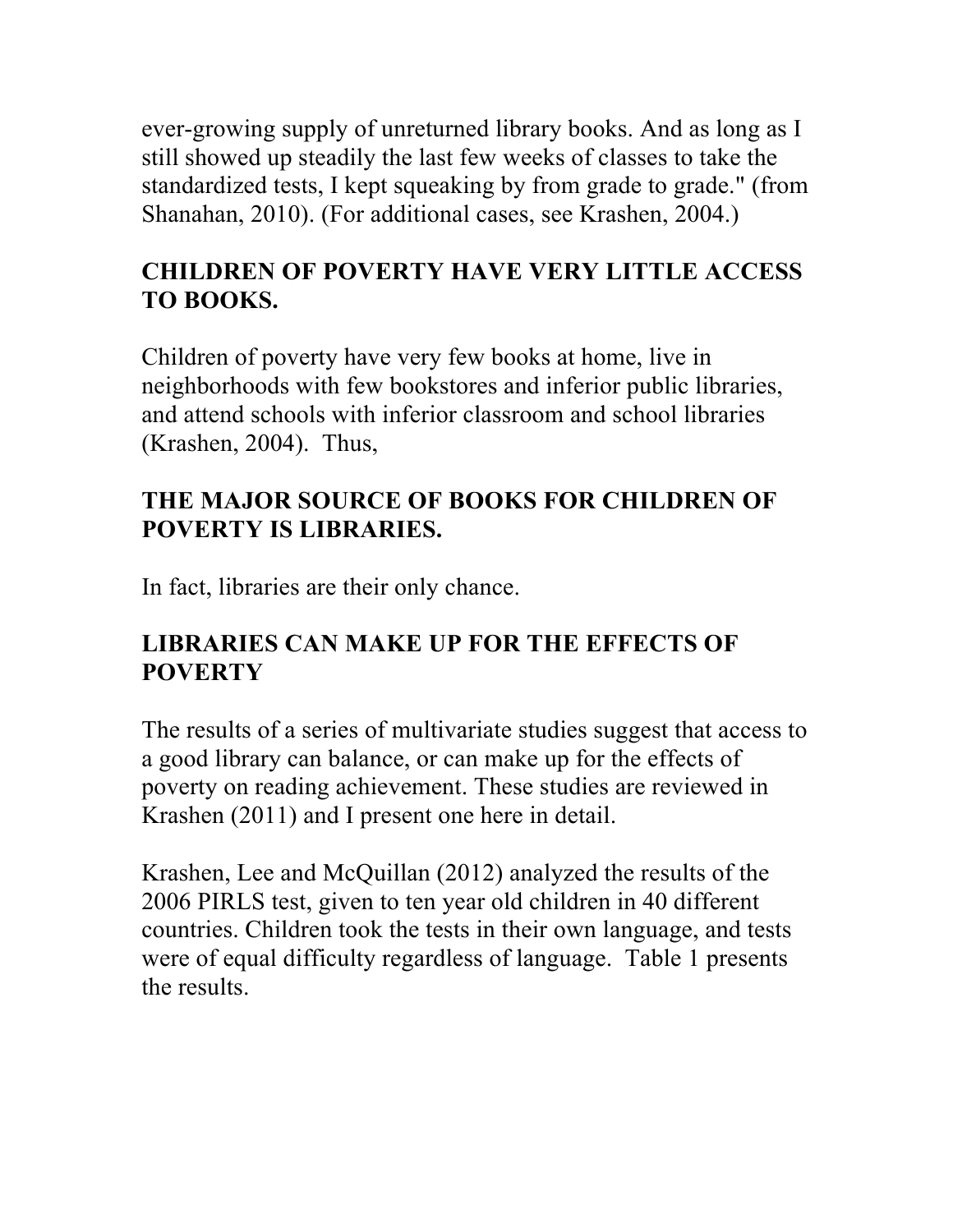ever-growing supply of unreturned library books. And as long as I still showed up steadily the last few weeks of classes to take the standardized tests, I kept squeaking by from grade to grade." (from Shanahan, 2010). (For additional cases, see Krashen, 2004.)

## CHILDREN OF POVERTY HAVE VERY LITTLE ACCESS TO BOOKS.

Children of poverty have very few books at home, live in neighborhoods with few bookstores and inferior public libraries, and attend schools with inferior classroom and school libraries (Krashen, 2004). Thus,

## THE MAJOR SOURCE OF BOOKS FOR CHILDREN OF POVERTY IS LIBRARIES.

In fact, libraries are their only chance.

## LIBRARIES CAN MAKE UP FOR THE EFFECTS OF POVERTY

The results of a series of multivariate studies suggest that access to a good library can balance, or can make up for the effects of poverty on reading achievement. These studies are reviewed in Krashen (2011) and I present one here in detail.

Krashen, Lee and McQuillan (2012) analyzed the results of the 2006 PIRLS test, given to ten year old children in 40 different countries. Children took the tests in their own language, and tests were of equal difficulty regardless of language. Table 1 presents the results.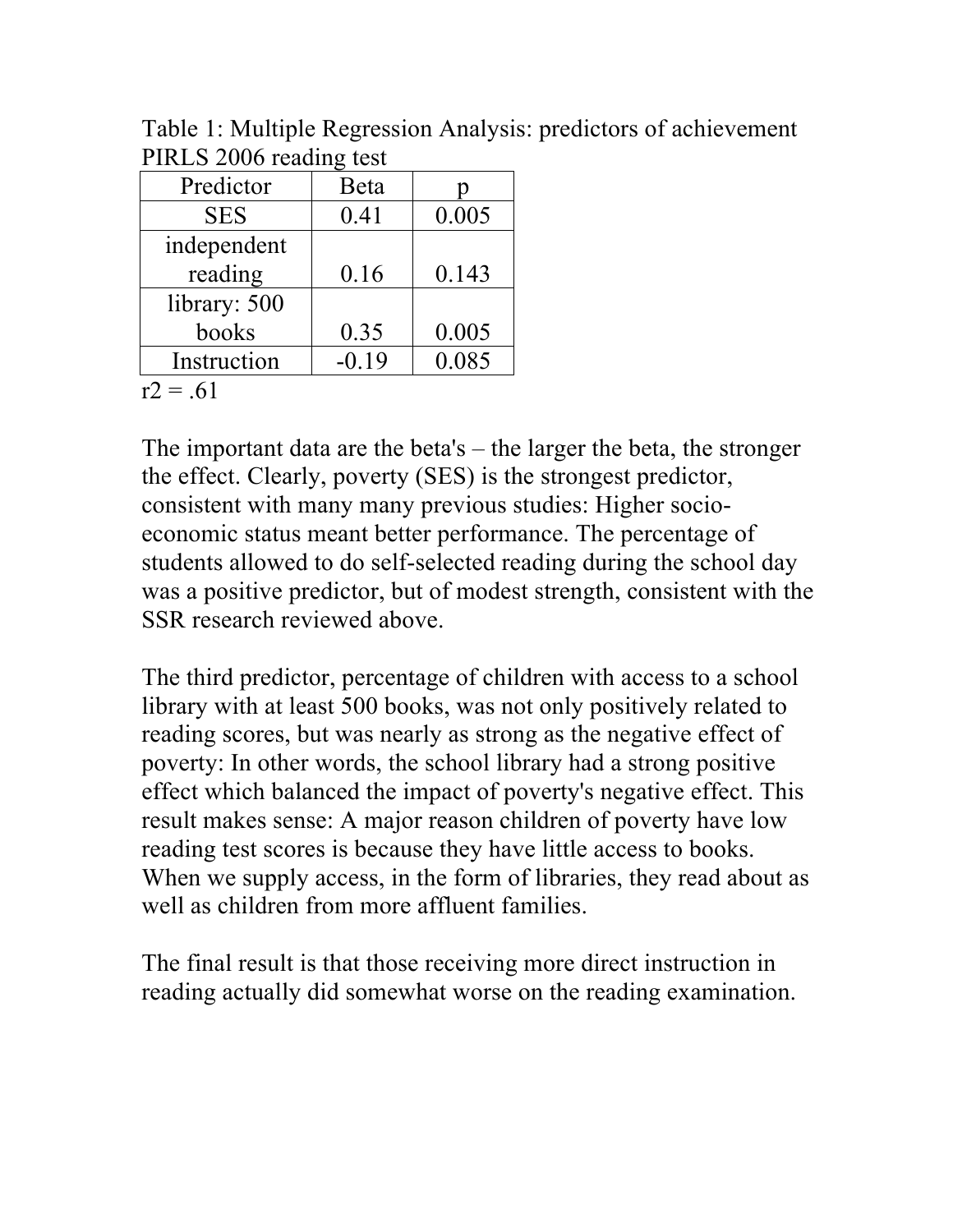Table 1: Multiple Regression Analysis: predictors of achievement PIRLS 2006 reading test

| Predictor | Beta | p |
|---|---|---|
| SES | 0.41 | 0.005 |
| independent reading | 0.16 | 0.143 |
| library: 500 books | 0.35 | 0.005 |
| Instruction | -0.19 | 0.085 |

$r^2 = .61$

The important data are the beta's – the larger the beta, the stronger the effect. Clearly, poverty (SES) is the strongest predictor, consistent with many many previous studies: Higher socio-economic status meant better performance. The percentage of students allowed to do self-selected reading during the school day was a positive predictor, but of modest strength, consistent with the SSR research reviewed above.

The third predictor, percentage of children with access to a school library with at least 500 books, was not only positively related to reading scores, but was nearly as strong as the negative effect of poverty: In other words, the school library had a strong positive effect which balanced the impact of poverty's negative effect. This result makes sense: A major reason children of poverty have low reading test scores is because they have little access to books. When we supply access, in the form of libraries, they read about as well as children from more affluent families.

The final result is that those receiving more direct instruction in reading actually did somewhat worse on the reading examination.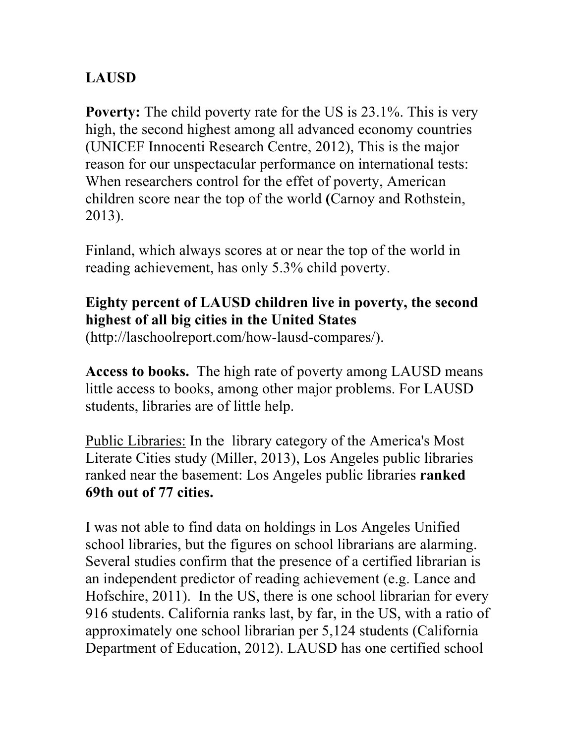**LAUSD**

**Poverty:** The child poverty rate for the US is 23.1%. This is very high, the second highest among all advanced economy countries (UNICEF Innocenti Research Centre, 2012), This is the major reason for our unspectacular performance on international tests: When researchers control for the effet of poverty, American children score near the top of the world **(**Carnoy and Rothstein, 2013).

Finland, which always scores at or near the top of the world in reading achievement, has only 5.3% child poverty.

**Eighty percent of LAUSD children live in poverty, the second highest of all big cities in the United States** (http://laschoolreport.com/how-lausd-compares/).

**Access to books.** The high rate of poverty among LAUSD means little access to books, among other major problems. For LAUSD students, libraries are of little help.

Public Libraries: In the library category of the America's Most Literate Cities study (Miller, 2013), Los Angeles public libraries ranked near the basement: Los Angeles public libraries **ranked 69th out of 77 cities.**

I was not able to find data on holdings in Los Angeles Unified school libraries, but the figures on school librarians are alarming. Several studies confirm that the presence of a certified librarian is an independent predictor of reading achievement (e.g. Lance and Hofschire, 2011). In the US, there is one school librarian for every 916 students. California ranks last, by far, in the US, with a ratio of approximately one school librarian per 5,124 students (California Department of Education, 2012). LAUSD has one certified school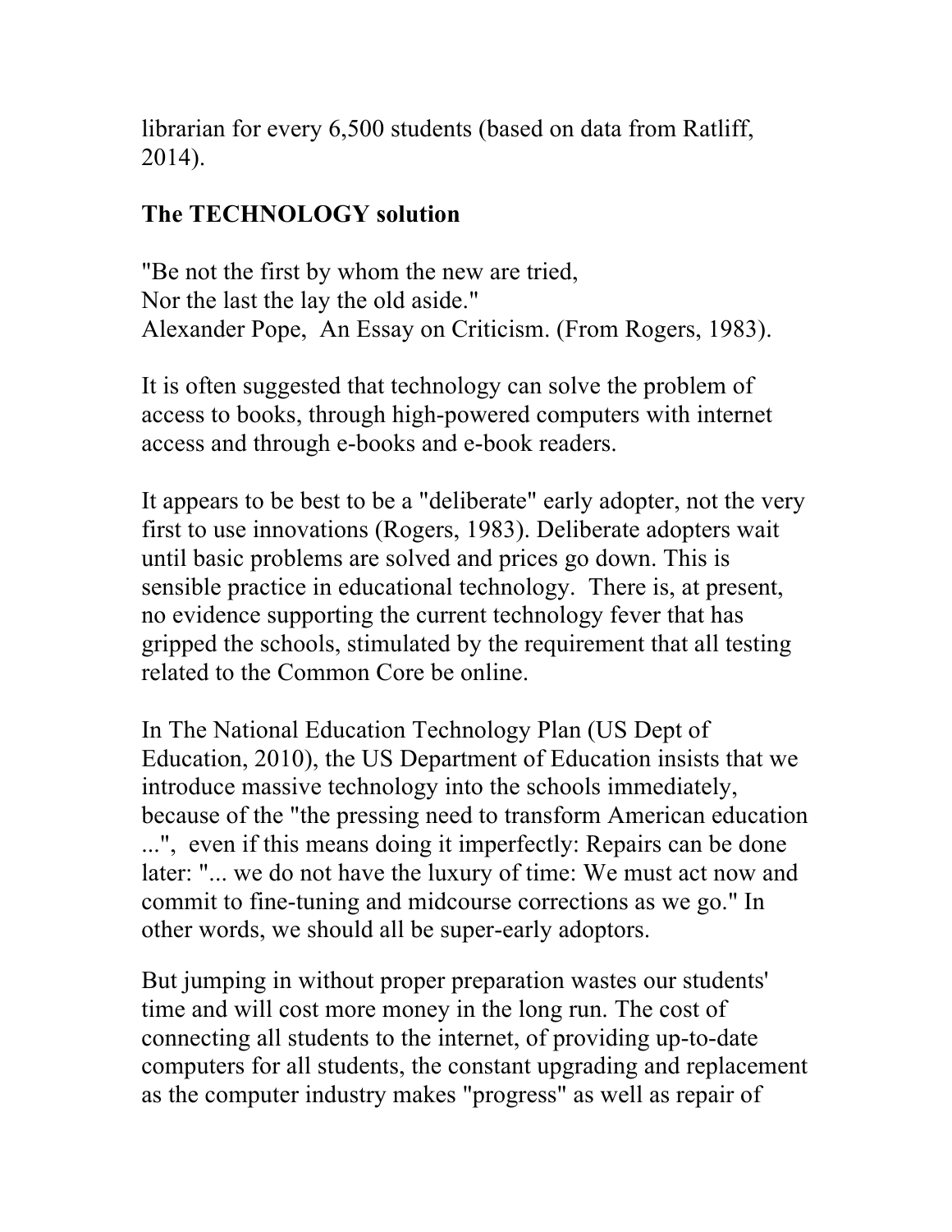librarian for every 6,500 students (based on data from Ratliff, 2014).

**The TECHNOLOGY solution**

"Be not the first by whom the new are tried,
Nor the last the lay the old aside."
Alexander Pope, An Essay on Criticism. (From Rogers, 1983).

It is often suggested that technology can solve the problem of access to books, through high-powered computers with internet access and through e-books and e-book readers.

It appears to be best to be a "deliberate" early adopter, not the very first to use innovations (Rogers, 1983). Deliberate adopters wait until basic problems are solved and prices go down. This is sensible practice in educational technology. There is, at present, no evidence supporting the current technology fever that has gripped the schools, stimulated by the requirement that all testing related to the Common Core be online.

In The National Education Technology Plan (US Dept of Education, 2010), the US Department of Education insists that we introduce massive technology into the schools immediately, because of the "the pressing need to transform American education ...", even if this means doing it imperfectly: Repairs can be done later: "... we do not have the luxury of time: We must act now and commit to fine-tuning and midcourse corrections as we go." In other words, we should all be super-early adoptors.

But jumping in without proper preparation wastes our students' time and will cost more money in the long run. The cost of connecting all students to the internet, of providing up-to-date computers for all students, the constant upgrading and replacement as the computer industry makes "progress" as well as repair of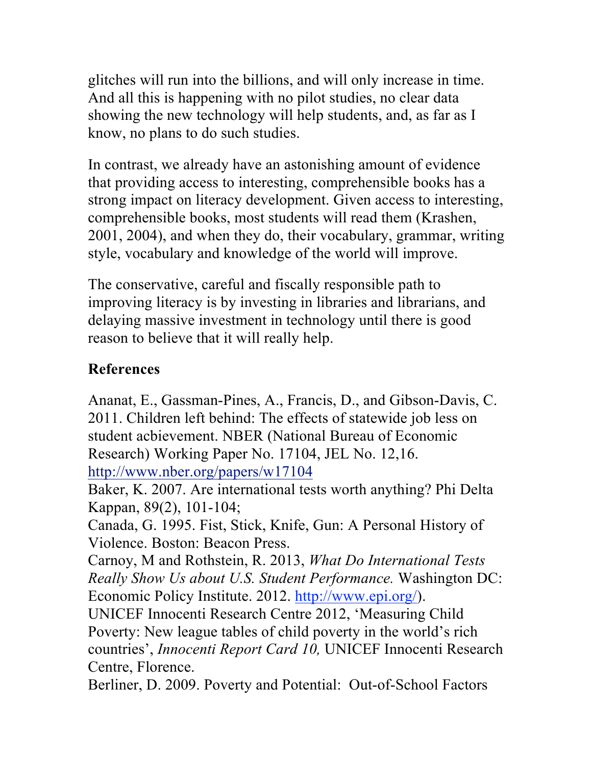glitches will run into the billions, and will only increase in time. And all this is happening with no pilot studies, no clear data showing the new technology will help students, and, as far as I know, no plans to do such studies.

In contrast, we already have an astonishing amount of evidence that providing access to interesting, comprehensible books has a strong impact on literacy development. Given access to interesting, comprehensible books, most students will read them (Krashen, 2001, 2004), and when they do, their vocabulary, grammar, writing style, vocabulary and knowledge of the world will improve.

The conservative, careful and fiscally responsible path to improving literacy is by investing in libraries and librarians, and delaying massive investment in technology until there is good reason to believe that it will really help.

**References**

Ananat, E., Gassman-Pines, A., Francis, D., and Gibson-Davis, C. 2011. Children left behind: The effects of statewide job less on student acbievement. NBER (National Bureau of Economic Research) Working Paper No. 17104, JEL No. 12,16. http://www.nber.org/papers/w17104

Baker, K. 2007. Are international tests worth anything? Phi Delta Kappan, 89(2), 101-104;

Canada, G. 1995. Fist, Stick, Knife, Gun: A Personal History of Violence. Boston: Beacon Press.

Carnoy, M and Rothstein, R. 2013, *What Do International Tests Really Show Us about U.S. Student Performance.* Washington DC: Economic Policy Institute. 2012. http://www.epi.org/).

UNICEF Innocenti Research Centre 2012, 'Measuring Child Poverty: New league tables of child poverty in the world's rich countries', *Innocenti Report Card 10,* UNICEF Innocenti Research Centre, Florence.

Berliner, D. 2009. Poverty and Potential: Out-of-School Factors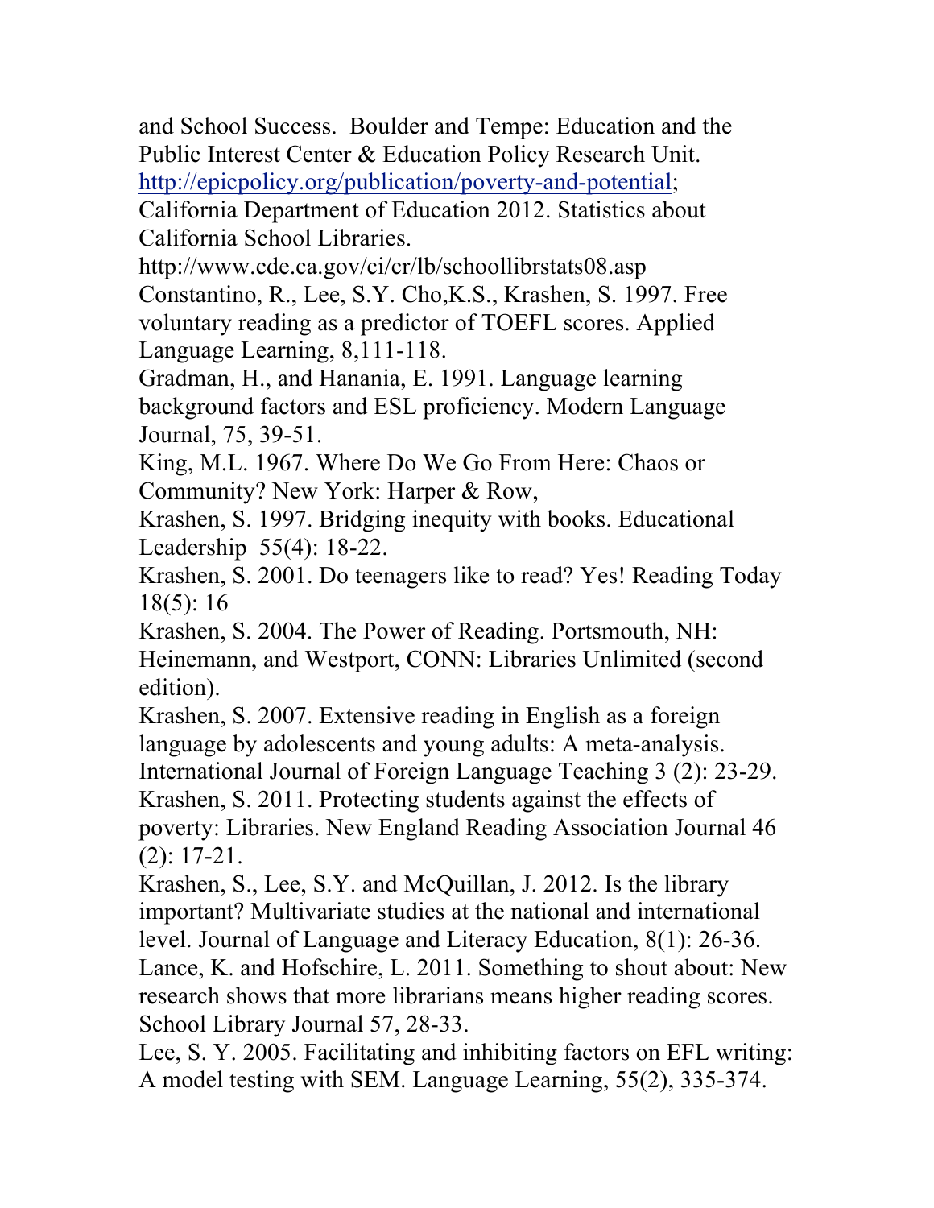and School Success. Boulder and Tempe: Education and the Public Interest Center & Education Policy Research Unit. http://epicpolicy.org/publication/poverty-and-potential;

California Department of Education 2012. Statistics about California School Libraries. http://www.cde.ca.gov/ci/cr/lb/schoollibrstats08.asp

Constantino, R., Lee, S.Y. Cho,K.S., Krashen, S. 1997. Free voluntary reading as a predictor of TOEFL scores. Applied Language Learning, 8,111-118.

Gradman, H., and Hanania, E. 1991. Language learning background factors and ESL proficiency. Modern Language Journal, 75, 39-51.

King, M.L. 1967. Where Do We Go From Here: Chaos or Community? New York: Harper & Row,

Krashen, S. 1997. Bridging inequity with books. Educational Leadership 55(4): 18-22.

Krashen, S. 2001. Do teenagers like to read? Yes! Reading Today 18(5): 16

Krashen, S. 2004. The Power of Reading. Portsmouth, NH: Heinemann, and Westport, CONN: Libraries Unlimited (second edition).

Krashen, S. 2007. Extensive reading in English as a foreign language by adolescents and young adults: A meta-analysis. International Journal of Foreign Language Teaching 3 (2): 23-29.

Krashen, S. 2011. Protecting students against the effects of poverty: Libraries. New England Reading Association Journal 46 (2): 17-21.

Krashen, S., Lee, S.Y. and McQuillan, J. 2012. Is the library important? Multivariate studies at the national and international level. Journal of Language and Literacy Education, 8(1): 26-36.

Lance, K. and Hofschire, L. 2011. Something to shout about: New research shows that more librarians means higher reading scores. School Library Journal 57, 28-33.

Lee, S. Y. 2005. Facilitating and inhibiting factors on EFL writing: A model testing with SEM. Language Learning, 55(2), 335-374.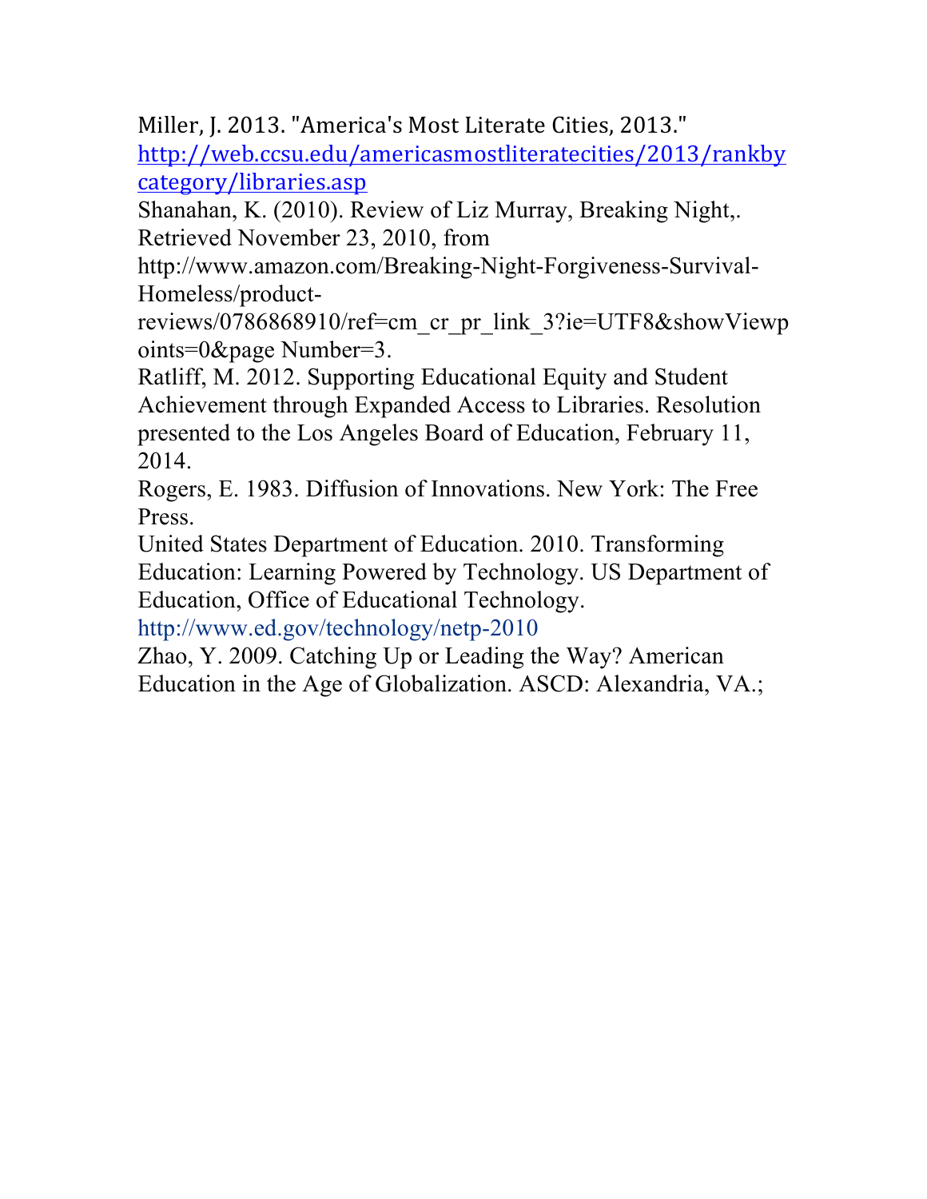Miller, J. 2013. "America's Most Literate Cities, 2013." http://web.ccsu.edu/americasmostliteratecities/2013/rankbycategory/libraries.asp

Shanahan, K. (2010). Review of Liz Murray, Breaking Night,. Retrieved November 23, 2010, from http://www.amazon.com/Breaking-Night-Forgiveness-Survival-Homeless/product-reviews/0786868910/ref=cm_cr_pr_link_3?ie=UTF8&showViewpoints=0&page Number=3.

Ratliff, M. 2012. Supporting Educational Equity and Student Achievement through Expanded Access to Libraries. Resolution presented to the Los Angeles Board of Education, February 11, 2014.

Rogers, E. 1983. Diffusion of Innovations. New York: The Free Press.

United States Department of Education. 2010. Transforming Education: Learning Powered by Technology. US Department of Education, Office of Educational Technology. http://www.ed.gov/technology/netp-2010

Zhao, Y. 2009. Catching Up or Leading the Way? American Education in the Age of Globalization. ASCD: Alexandria, VA.;